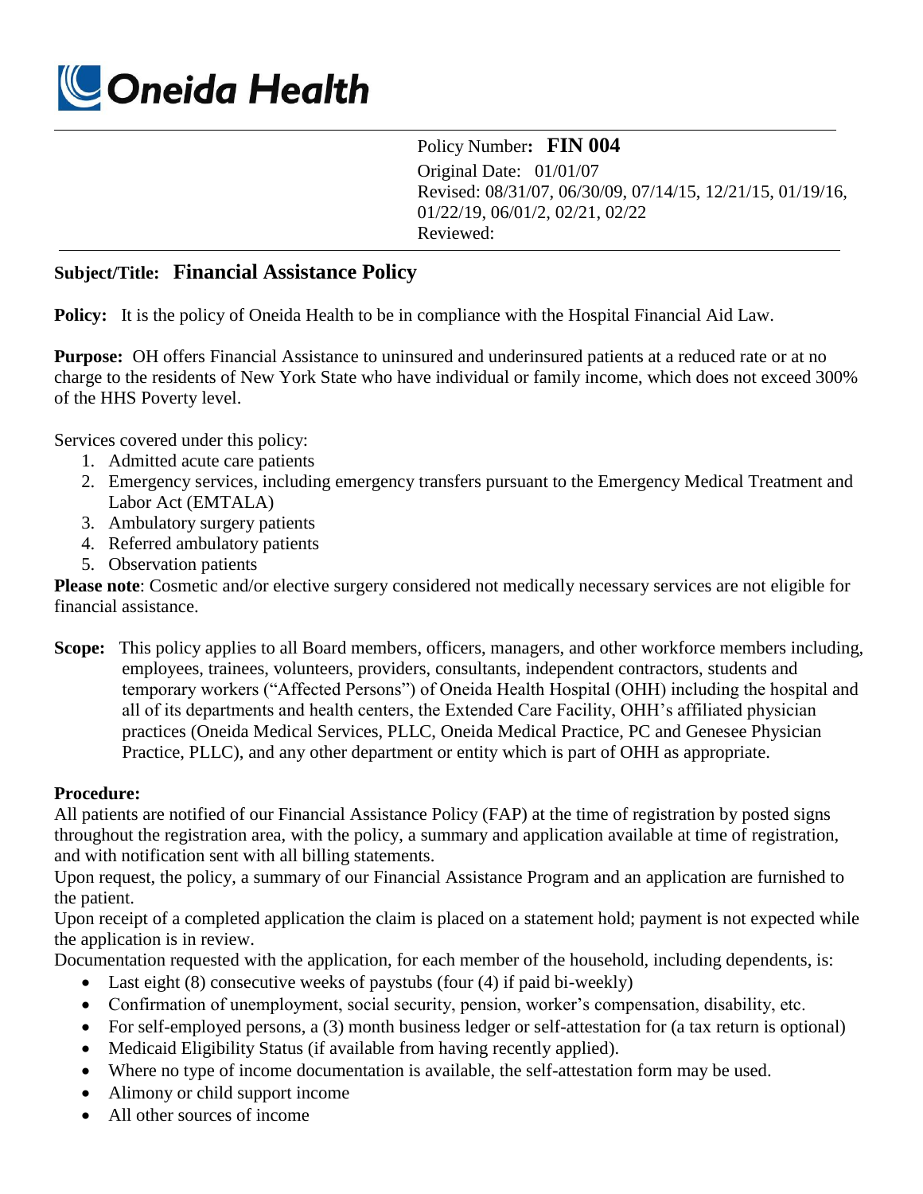# Oneida Health

Policy Number: **FIN 004**
Original Date: 01/01/07
Revised: 08/31/07, 06/30/09, 07/14/15, 12/21/15, 01/19/16, 01/22/19, 06/01/2, 02/21, 02/22
Reviewed:

## Subject/Title: Financial Assistance Policy

**Policy:** It is the policy of Oneida Health to be in compliance with the Hospital Financial Aid Law.

**Purpose:** OH offers Financial Assistance to uninsured and underinsured patients at a reduced rate or at no charge to the residents of New York State who have individual or family income, which does not exceed 300% of the HHS Poverty level.

Services covered under this policy:

1. Admitted acute care patients
2. Emergency services, including emergency transfers pursuant to the Emergency Medical Treatment and Labor Act (EMTALA)
3. Ambulatory surgery patients
4. Referred ambulatory patients
5. Observation patients

**Please note**: Cosmetic and/or elective surgery considered not medically necessary services are not eligible for financial assistance.

**Scope:** This policy applies to all Board members, officers, managers, and other workforce members including, employees, trainees, volunteers, providers, consultants, independent contractors, students and temporary workers ("Affected Persons") of Oneida Health Hospital (OHH) including the hospital and all of its departments and health centers, the Extended Care Facility, OHH's affiliated physician practices (Oneida Medical Services, PLLC, Oneida Medical Practice, PC and Genesee Physician Practice, PLLC), and any other department or entity which is part of OHH as appropriate.

**Procedure:**

All patients are notified of our Financial Assistance Policy (FAP) at the time of registration by posted signs throughout the registration area, with the policy, a summary and application available at time of registration, and with notification sent with all billing statements.

Upon request, the policy, a summary of our Financial Assistance Program and an application are furnished to the patient.

Upon receipt of a completed application the claim is placed on a statement hold; payment is not expected while the application is in review.

Documentation requested with the application, for each member of the household, including dependents, is:

- Last eight (8) consecutive weeks of paystubs (four (4) if paid bi-weekly)
- Confirmation of unemployment, social security, pension, worker's compensation, disability, etc.
- For self-employed persons, a (3) month business ledger or self-attestation for (a tax return is optional)
- Medicaid Eligibility Status (if available from having recently applied).
- Where no type of income documentation is available, the self-attestation form may be used.
- Alimony or child support income
- All other sources of income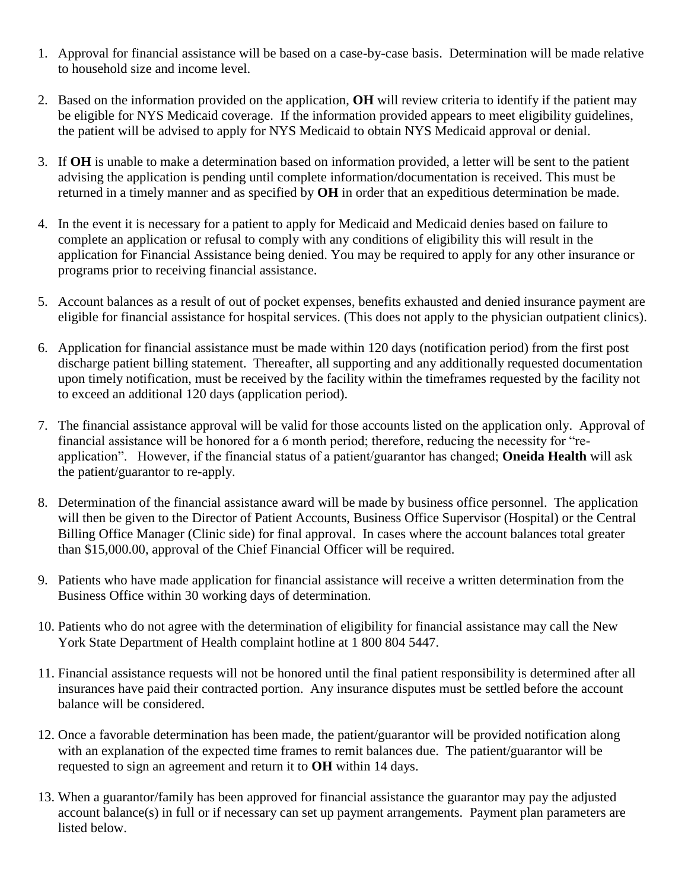1. Approval for financial assistance will be based on a case-by-case basis. Determination will be made relative to household size and income level.

2. Based on the information provided on the application, **OH** will review criteria to identify if the patient may be eligible for NYS Medicaid coverage. If the information provided appears to meet eligibility guidelines, the patient will be advised to apply for NYS Medicaid to obtain NYS Medicaid approval or denial.

3. If **OH** is unable to make a determination based on information provided, a letter will be sent to the patient advising the application is pending until complete information/documentation is received. This must be returned in a timely manner and as specified by **OH** in order that an expeditious determination be made.

4. In the event it is necessary for a patient to apply for Medicaid and Medicaid denies based on failure to complete an application or refusal to comply with any conditions of eligibility this will result in the application for Financial Assistance being denied. You may be required to apply for any other insurance or programs prior to receiving financial assistance.

5. Account balances as a result of out of pocket expenses, benefits exhausted and denied insurance payment are eligible for financial assistance for hospital services. (This does not apply to the physician outpatient clinics).

6. Application for financial assistance must be made within 120 days (notification period) from the first post discharge patient billing statement. Thereafter, all supporting and any additionally requested documentation upon timely notification, must be received by the facility within the timeframes requested by the facility not to exceed an additional 120 days (application period).

7. The financial assistance approval will be valid for those accounts listed on the application only. Approval of financial assistance will be honored for a 6 month period; therefore, reducing the necessity for "re-application". However, if the financial status of a patient/guarantor has changed; **Oneida Health** will ask the patient/guarantor to re-apply.

8. Determination of the financial assistance award will be made by business office personnel. The application will then be given to the Director of Patient Accounts, Business Office Supervisor (Hospital) or the Central Billing Office Manager (Clinic side) for final approval. In cases where the account balances total greater than $15,000.00, approval of the Chief Financial Officer will be required.

9. Patients who have made application for financial assistance will receive a written determination from the Business Office within 30 working days of determination.

10. Patients who do not agree with the determination of eligibility for financial assistance may call the New York State Department of Health complaint hotline at 1 800 804 5447.

11. Financial assistance requests will not be honored until the final patient responsibility is determined after all insurances have paid their contracted portion. Any insurance disputes must be settled before the account balance will be considered.

12. Once a favorable determination has been made, the patient/guarantor will be provided notification along with an explanation of the expected time frames to remit balances due. The patient/guarantor will be requested to sign an agreement and return it to **OH** within 14 days.

13. When a guarantor/family has been approved for financial assistance the guarantor may pay the adjusted account balance(s) in full or if necessary can set up payment arrangements. Payment plan parameters are listed below.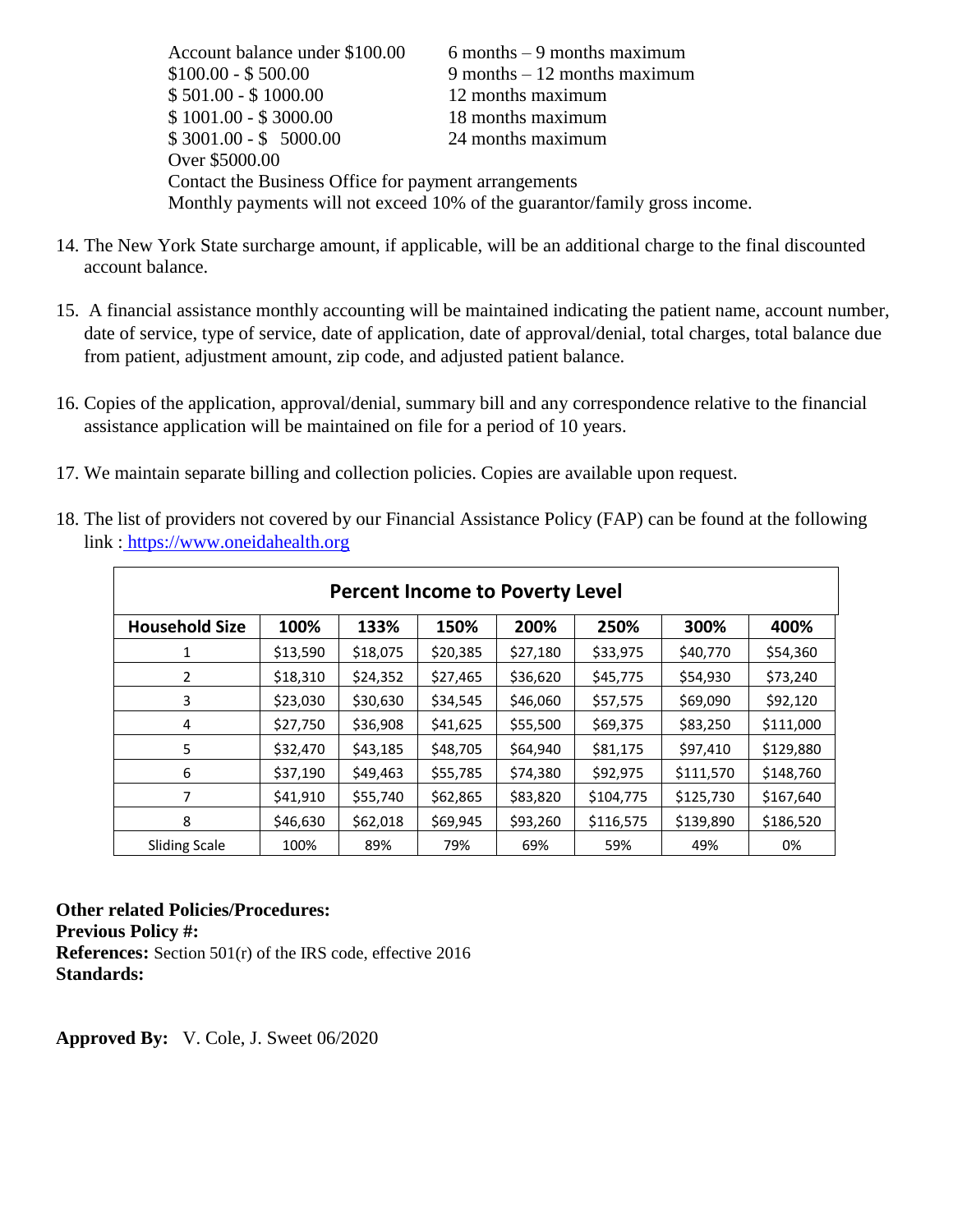| | |
|---|---|
| Account balance under $100.00 | 6 months – 9 months maximum |
| $100.00 - $ 500.00 | 9 months – 12 months maximum |
| $ 501.00 - $ 1000.00 | 12 months maximum |
| $ 1001.00 - $ 3000.00 | 18 months maximum |
| $ 3001.00 - $ 5000.00 | 24 months maximum |
| Over $5000.00 | |

Contact the Business Office for payment arrangements
Monthly payments will not exceed 10% of the guarantor/family gross income.

14. The New York State surcharge amount, if applicable, will be an additional charge to the final discounted account balance.

15. A financial assistance monthly accounting will be maintained indicating the patient name, account number, date of service, type of service, date of application, date of approval/denial, total charges, total balance due from patient, adjustment amount, zip code, and adjusted patient balance.

16. Copies of the application, approval/denial, summary bill and any correspondence relative to the financial assistance application will be maintained on file for a period of 10 years.

17. We maintain separate billing and collection policies. Copies are available upon request.

18. The list of providers not covered by our Financial Assistance Policy (FAP) can be found at the following link : https://www.oneidahealth.org

**Percent Income to Poverty Level**

| Household Size | 100% | 133% | 150% | 200% | 250% | 300% | 400% |
|---|---|---|---|---|---|---|---|
| 1 | $13,590 | $18,075 | $20,385 | $27,180 | $33,975 | $40,770 | $54,360 |
| 2 | $18,310 | $24,352 | $27,465 | $36,620 | $45,775 | $54,930 | $73,240 |
| 3 | $23,030 | $30,630 | $34,545 | $46,060 | $57,575 | $69,090 | $92,120 |
| 4 | $27,750 | $36,908 | $41,625 | $55,500 | $69,375 | $83,250 | $111,000 |
| 5 | $32,470 | $43,185 | $48,705 | $64,940 | $81,175 | $97,410 | $129,880 |
| 6 | $37,190 | $49,463 | $55,785 | $74,380 | $92,975 | $111,570 | $148,760 |
| 7 | $41,910 | $55,740 | $62,865 | $83,820 | $104,775 | $125,730 | $167,640 |
| 8 | $46,630 | $62,018 | $69,945 | $93,260 | $116,575 | $139,890 | $186,520 |
| Sliding Scale | 100% | 89% | 79% | 69% | 59% | 49% | 0% |

**Other related Policies/Procedures:**
**Previous Policy #:**
**References:** Section 501(r) of the IRS code, effective 2016
**Standards:**

**Approved By:** V. Cole, J. Sweet 06/2020